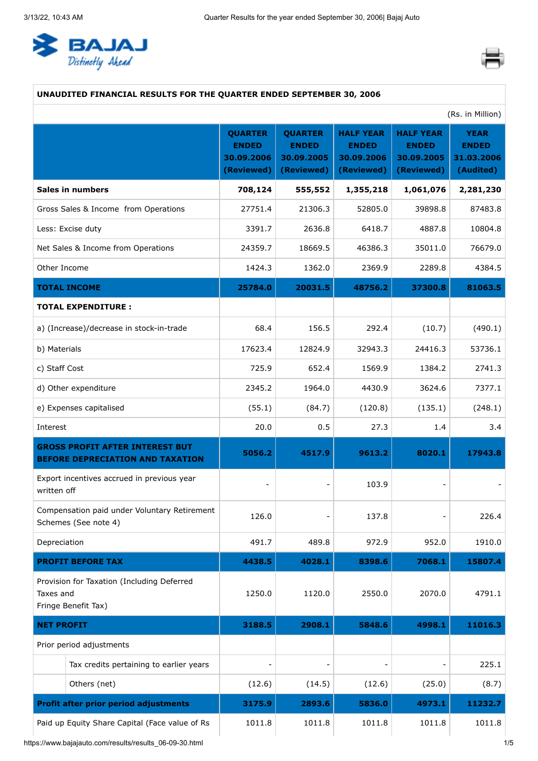## UNAUDITED FINANCIAL RESULTS FOR THE QUARTER ENDED SEPTEMBER 30, 2006

(Rs. in Million)

| | QUARTER ENDED 30.09.2006 (Reviewed) | QUARTER ENDED 30.09.2005 (Reviewed) | HALF YEAR ENDED 30.09.2006 (Reviewed) | HALF YEAR ENDED 30.09.2005 (Reviewed) | YEAR ENDED 31.03.2006 (Audited) |
|---|---|---|---|---|---|
| **Sales in numbers** | **708,124** | **555,552** | **1,355,218** | **1,061,076** | **2,281,230** |
| Gross Sales & Income from Operations | 27751.4 | 21306.3 | 52805.0 | 39898.8 | 87483.8 |
| Less: Excise duty | 3391.7 | 2636.8 | 6418.7 | 4887.8 | 10804.8 |
| Net Sales & Income from Operations | 24359.7 | 18669.5 | 46386.3 | 35011.0 | 76679.0 |
| Other Income | 1424.3 | 1362.0 | 2369.9 | 2289.8 | 4384.5 |
| **TOTAL INCOME** | **25784.0** | **20031.5** | **48756.2** | **37300.8** | **81063.5** |
| **TOTAL EXPENDITURE :** | | | | | |
| a) (Increase)/decrease in stock-in-trade | 68.4 | 156.5 | 292.4 | (10.7) | (490.1) |
| b) Materials | 17623.4 | 12824.9 | 32943.3 | 24416.3 | 53736.1 |
| c) Staff Cost | 725.9 | 652.4 | 1569.9 | 1384.2 | 2741.3 |
| d) Other expenditure | 2345.2 | 1964.0 | 4430.9 | 3624.6 | 7377.1 |
| e) Expenses capitalised | (55.1) | (84.7) | (120.8) | (135.1) | (248.1) |
| Interest | 20.0 | 0.5 | 27.3 | 1.4 | 3.4 |
| **GROSS PROFIT AFTER INTEREST BUT BEFORE DEPRECIATION AND TAXATION** | **5056.2** | **4517.9** | **9613.2** | **8020.1** | **17943.8** |
| Export incentives accrued in previous year written off | - | - | 103.9 | - | - |
| Compensation paid under Voluntary Retirement Schemes (See note 4) | 126.0 | - | 137.8 | - | 226.4 |
| Depreciation | 491.7 | 489.8 | 972.9 | 952.0 | 1910.0 |
| **PROFIT BEFORE TAX** | **4438.5** | **4028.1** | **8398.6** | **7068.1** | **15807.4** |
| Provision for Taxation (Including Deferred Taxes and Fringe Benefit Tax) | 1250.0 | 1120.0 | 2550.0 | 2070.0 | 4791.1 |
| **NET PROFIT** | **3188.5** | **2908.1** | **5848.6** | **4998.1** | **11016.3** |
| Prior period adjustments | | | | | |
| Tax credits pertaining to earlier years | - | - | - | - | 225.1 |
| Others (net) | (12.6) | (14.5) | (12.6) | (25.0) | (8.7) |
| **Profit after prior period adjustments** | **3175.9** | **2893.6** | **5836.0** | **4973.1** | **11232.7** |
| Paid up Equity Share Capital (Face value of Rs | 1011.8 | 1011.8 | 1011.8 | 1011.8 | 1011.8 |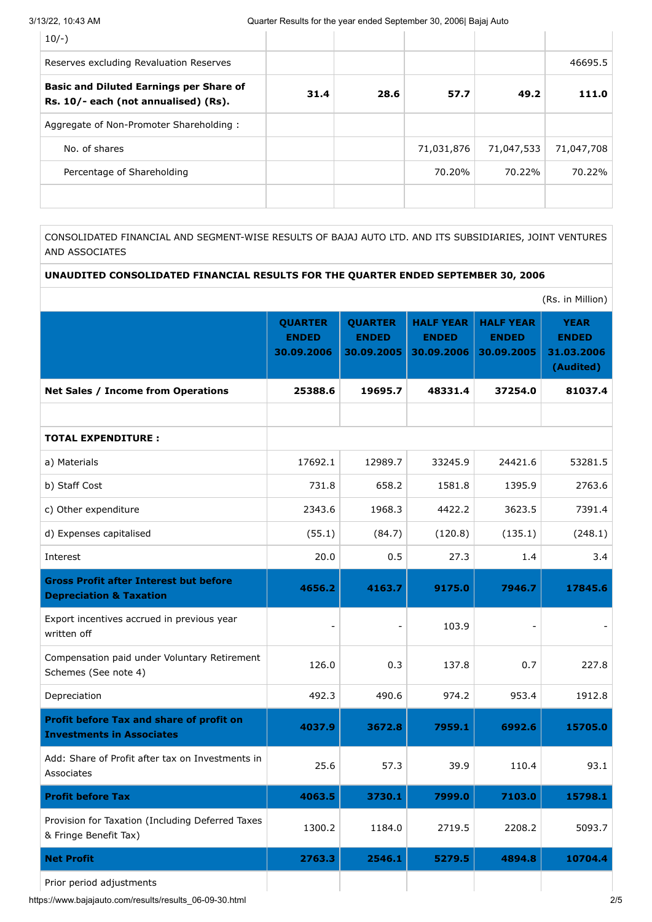| | | | | | |
|---|---|---|---|---|---|
| 10/-) | | | | | |
| Reserves excluding Revaluation Reserves | | | | | 46695.5 |
| **Basic and Diluted Earnings per Share of Rs. 10/- each (not annualised) (Rs).** | **31.4** | **28.6** | **57.7** | **49.2** | **111.0** |
| Aggregate of Non-Promoter Shareholding : | | | | | |
| No. of shares | | | 71,031,876 | 71,047,533 | 71,047,708 |
| Percentage of Shareholding | | | 70.20% | 70.22% | 70.22% |
| | | | | | |

CONSOLIDATED FINANCIAL AND SEGMENT-WISE RESULTS OF BAJAJ AUTO LTD. AND ITS SUBSIDIARIES, JOINT VENTURES AND ASSOCIATES

**UNAUDITED CONSOLIDATED FINANCIAL RESULTS FOR THE QUARTER ENDED SEPTEMBER 30, 2006**

(Rs. in Million)

| | **QUARTER ENDED 30.09.2006** | **QUARTER ENDED 30.09.2005** | **HALF YEAR ENDED 30.09.2006** | **HALF YEAR ENDED 30.09.2005** | **YEAR ENDED 31.03.2006 (Audited)** |
|---|---|---|---|---|---|
| **Net Sales / Income from Operations** | **25388.6** | **19695.7** | **48331.4** | **37254.0** | **81037.4** |
| | | | | | |
| **TOTAL EXPENDITURE :** | | | | | |
| a) Materials | 17692.1 | 12989.7 | 33245.9 | 24421.6 | 53281.5 |
| b) Staff Cost | 731.8 | 658.2 | 1581.8 | 1395.9 | 2763.6 |
| c) Other expenditure | 2343.6 | 1968.3 | 4422.2 | 3623.5 | 7391.4 |
| d) Expenses capitalised | (55.1) | (84.7) | (120.8) | (135.1) | (248.1) |
| Interest | 20.0 | 0.5 | 27.3 | 1.4 | 3.4 |
| **Gross Profit after Interest but before Depreciation & Taxation** | **4656.2** | **4163.7** | **9175.0** | **7946.7** | **17845.6** |
| Export incentives accrued in previous year written off | - | - | 103.9 | - | - |
| Compensation paid under Voluntary Retirement Schemes (See note 4) | 126.0 | 0.3 | 137.8 | 0.7 | 227.8 |
| Depreciation | 492.3 | 490.6 | 974.2 | 953.4 | 1912.8 |
| **Profit before Tax and share of profit on Investments in Associates** | **4037.9** | **3672.8** | **7959.1** | **6992.6** | **15705.0** |
| Add: Share of Profit after tax on Investments in Associates | 25.6 | 57.3 | 39.9 | 110.4 | 93.1 |
| **Profit before Tax** | **4063.5** | **3730.1** | **7999.0** | **7103.0** | **15798.1** |
| Provision for Taxation (Including Deferred Taxes & Fringe Benefit Tax) | 1300.2 | 1184.0 | 2719.5 | 2208.2 | 5093.7 |
| **Net Profit** | **2763.3** | **2546.1** | **5279.5** | **4894.8** | **10704.4** |
| Prior period adjustments | | | | | |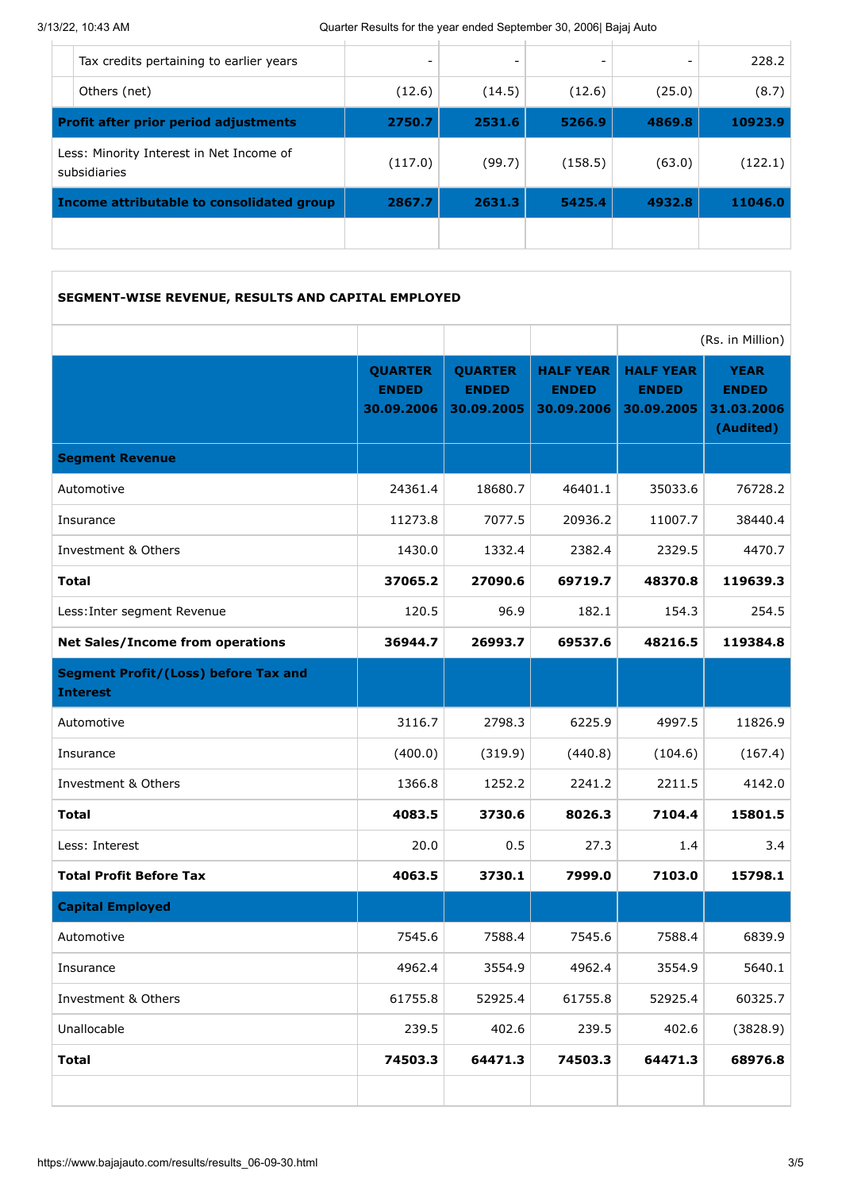| | | | | | |
|---|---|---|---|---|---|
| | Tax credits pertaining to earlier years | - | - | - | - | 228.2 |
| | Others (net) | (12.6) | (14.5) | (12.6) | (25.0) | (8.7) |
| **Profit after prior period adjustments** | | **2750.7** | **2531.6** | **5266.9** | **4869.8** | **10923.9** |
| Less: Minority Interest in Net Income of subsidiaries | | (117.0) | (99.7) | (158.5) | (63.0) | (122.1) |
| **Income attributable to consolidated group** | | **2867.7** | **2631.3** | **5425.4** | **4932.8** | **11046.0** |

**SEGMENT-WISE REVENUE, RESULTS AND CAPITAL EMPLOYED**

(Rs. in Million)

| | QUARTER ENDED 30.09.2006 | QUARTER ENDED 30.09.2005 | HALF YEAR ENDED 30.09.2006 | HALF YEAR ENDED 30.09.2005 | YEAR ENDED 31.03.2006 (Audited) |
|---|---|---|---|---|---|
| **Segment Revenue** | | | | | |
| Automotive | 24361.4 | 18680.7 | 46401.1 | 35033.6 | 76728.2 |
| Insurance | 11273.8 | 7077.5 | 20936.2 | 11007.7 | 38440.4 |
| Investment & Others | 1430.0 | 1332.4 | 2382.4 | 2329.5 | 4470.7 |
| **Total** | **37065.2** | **27090.6** | **69719.7** | **48370.8** | **119639.3** |
| Less:Inter segment Revenue | 120.5 | 96.9 | 182.1 | 154.3 | 254.5 |
| **Net Sales/Income from operations** | **36944.7** | **26993.7** | **69537.6** | **48216.5** | **119384.8** |
| **Segment Profit/(Loss) before Tax and Interest** | | | | | |
| Automotive | 3116.7 | 2798.3 | 6225.9 | 4997.5 | 11826.9 |
| Insurance | (400.0) | (319.9) | (440.8) | (104.6) | (167.4) |
| Investment & Others | 1366.8 | 1252.2 | 2241.2 | 2211.5 | 4142.0 |
| **Total** | **4083.5** | **3730.6** | **8026.3** | **7104.4** | **15801.5** |
| Less: Interest | 20.0 | 0.5 | 27.3 | 1.4 | 3.4 |
| **Total Profit Before Tax** | **4063.5** | **3730.1** | **7999.0** | **7103.0** | **15798.1** |
| **Capital Employed** | | | | | |
| Automotive | 7545.6 | 7588.4 | 7545.6 | 7588.4 | 6839.9 |
| Insurance | 4962.4 | 3554.9 | 4962.4 | 3554.9 | 5640.1 |
| Investment & Others | 61755.8 | 52925.4 | 61755.8 | 52925.4 | 60325.7 |
| Unallocable | 239.5 | 402.6 | 239.5 | 402.6 | (3828.9) |
| **Total** | **74503.3** | **64471.3** | **74503.3** | **64471.3** | **68976.8** |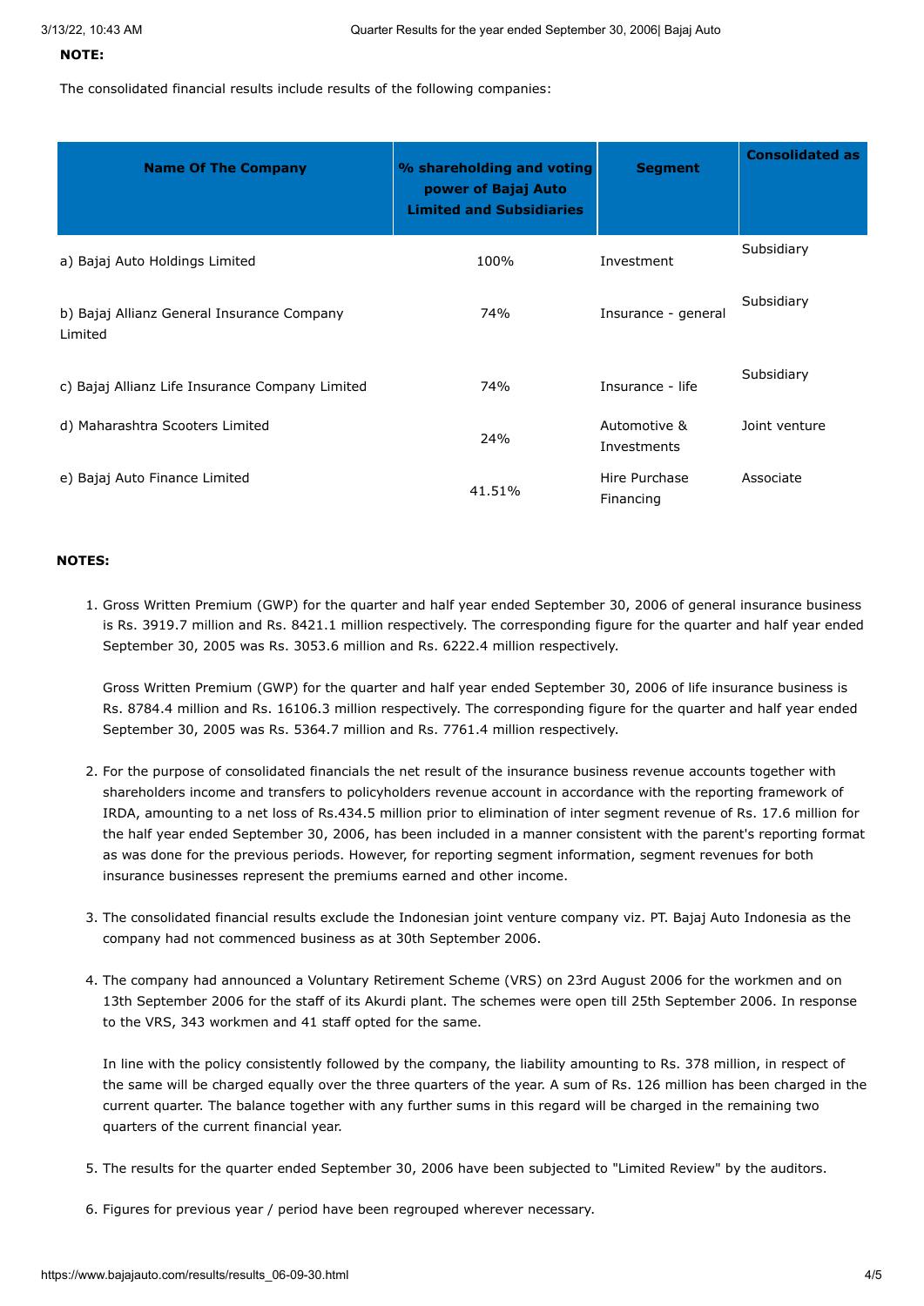**NOTE:**

The consolidated financial results include results of the following companies:

| Name Of The Company | % shareholding and voting power of Bajaj Auto Limited and Subsidiaries | Segment | Consolidated as |
|---|---|---|---|
| a) Bajaj Auto Holdings Limited | 100% | Investment | Subsidiary |
| b) Bajaj Allianz General Insurance Company Limited | 74% | Insurance - general | Subsidiary |
| c) Bajaj Allianz Life Insurance Company Limited | 74% | Insurance - life | Subsidiary |
| d) Maharashtra Scooters Limited | 24% | Automotive & Investments | Joint venture |
| e) Bajaj Auto Finance Limited | 41.51% | Hire Purchase Financing | Associate |

**NOTES:**

1. Gross Written Premium (GWP) for the quarter and half year ended September 30, 2006 of general insurance business is Rs. 3919.7 million and Rs. 8421.1 million respectively. The corresponding figure for the quarter and half year ended September 30, 2005 was Rs. 3053.6 million and Rs. 6222.4 million respectively.

   Gross Written Premium (GWP) for the quarter and half year ended September 30, 2006 of life insurance business is Rs. 8784.4 million and Rs. 16106.3 million respectively. The corresponding figure for the quarter and half year ended September 30, 2005 was Rs. 5364.7 million and Rs. 7761.4 million respectively.

2. For the purpose of consolidated financials the net result of the insurance business revenue accounts together with shareholders income and transfers to policyholders revenue account in accordance with the reporting framework of IRDA, amounting to a net loss of Rs.434.5 million prior to elimination of inter segment revenue of Rs. 17.6 million for the half year ended September 30, 2006, has been included in a manner consistent with the parent's reporting format as was done for the previous periods. However, for reporting segment information, segment revenues for both insurance businesses represent the premiums earned and other income.

3. The consolidated financial results exclude the Indonesian joint venture company viz. PT. Bajaj Auto Indonesia as the company had not commenced business as at 30th September 2006.

4. The company had announced a Voluntary Retirement Scheme (VRS) on 23rd August 2006 for the workmen and on 13th September 2006 for the staff of its Akurdi plant. The schemes were open till 25th September 2006. In response to the VRS, 343 workmen and 41 staff opted for the same.

   In line with the policy consistently followed by the company, the liability amounting to Rs. 378 million, in respect of the same will be charged equally over the three quarters of the year. A sum of Rs. 126 million has been charged in the current quarter. The balance together with any further sums in this regard will be charged in the remaining two quarters of the current financial year.

5. The results for the quarter ended September 30, 2006 have been subjected to "Limited Review" by the auditors.

6. Figures for previous year / period have been regrouped wherever necessary.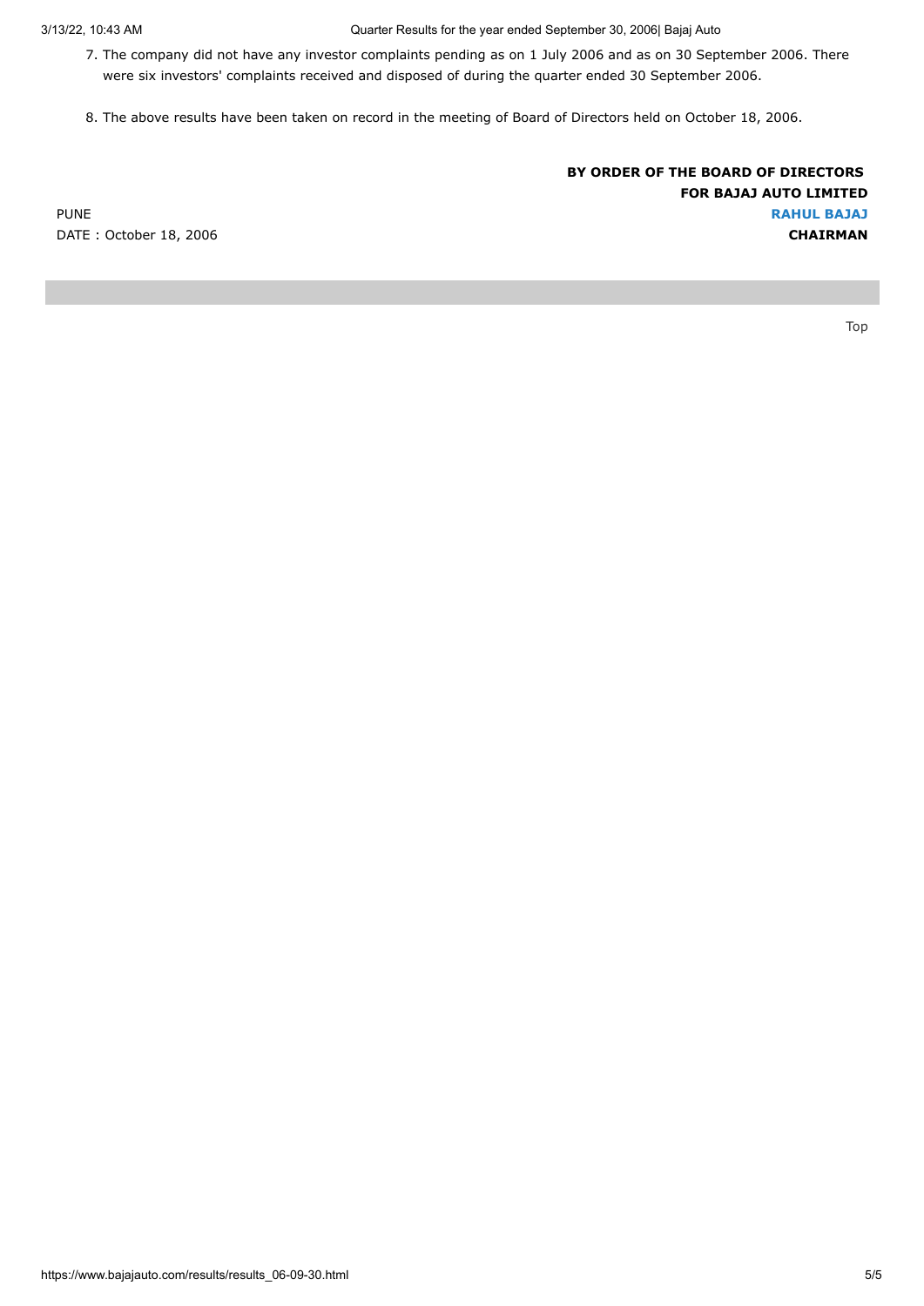7. The company did not have any investor complaints pending as on 1 July 2006 and as on 30 September 2006. There were six investors' complaints received and disposed of during the quarter ended 30 September 2006.

8. The above results have been taken on record in the meeting of Board of Directors held on October 18, 2006.

**BY ORDER OF THE BOARD OF DIRECTORS**
**FOR BAJAJ AUTO LIMITED**
**RAHUL BAJAJ**
**CHAIRMAN**

PUNE
DATE : October 18, 2006

Top